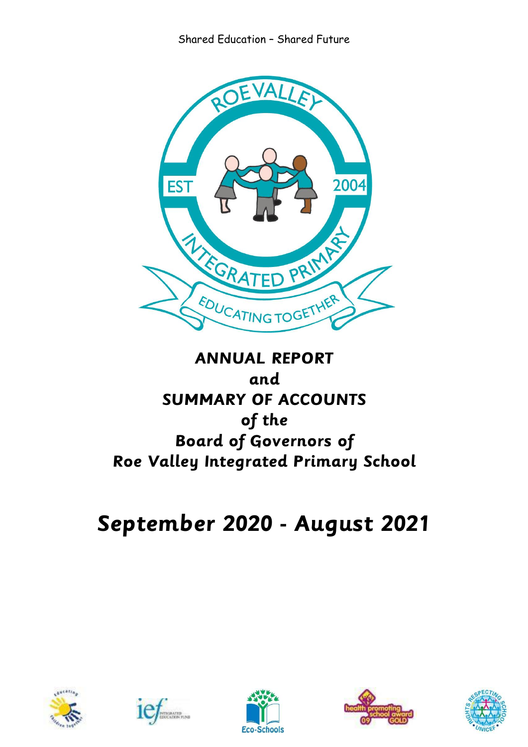Shared Education – Shared Future

# ANNUAL REPORT
# and
# SUMMARY OF ACCOUNTS
# of the
# Board of Governors of
# Roe Valley Integrated Primary School

# September 2020 - August 2021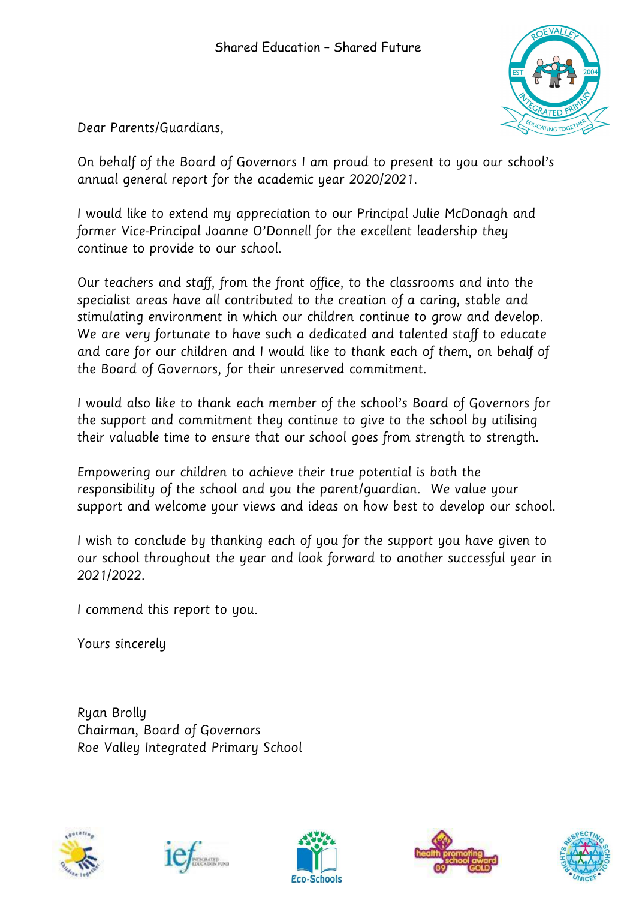Shared Education – Shared Future

Dear Parents/Guardians,

On behalf of the Board of Governors I am proud to present to you our school's annual general report for the academic year 2020/2021.

I would like to extend my appreciation to our Principal Julie McDonagh and former Vice-Principal Joanne O'Donnell for the excellent leadership they continue to provide to our school.

Our teachers and staff, from the front office, to the classrooms and into the specialist areas have all contributed to the creation of a caring, stable and stimulating environment in which our children continue to grow and develop. We are very fortunate to have such a dedicated and talented staff to educate and care for our children and I would like to thank each of them, on behalf of the Board of Governors, for their unreserved commitment.

I would also like to thank each member of the school's Board of Governors for the support and commitment they continue to give to the school by utilising their valuable time to ensure that our school goes from strength to strength.

Empowering our children to achieve their true potential is both the responsibility of the school and you the parent/guardian. We value your support and welcome your views and ideas on how best to develop our school.

I wish to conclude by thanking each of you for the support you have given to our school throughout the year and look forward to another successful year in 2021/2022.

I commend this report to you.

Yours sincerely

Ryan Brolly
Chairman, Board of Governors
Roe Valley Integrated Primary School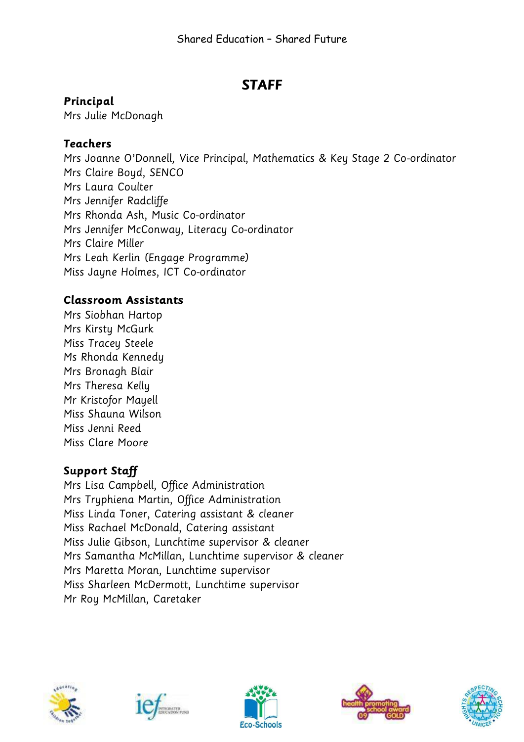# STAFF

**Principal**

Mrs Julie McDonagh

**Teachers**

Mrs Joanne O'Donnell, Vice Principal, Mathematics & Key Stage 2 Co-ordinator
Mrs Claire Boyd, SENCO
Mrs Laura Coulter
Mrs Jennifer Radcliffe
Mrs Rhonda Ash, Music Co-ordinator
Mrs Jennifer McConway, Literacy Co-ordinator
Mrs Claire Miller
Mrs Leah Kerlin (Engage Programme)
Miss Jayne Holmes, ICT Co-ordinator

**Classroom Assistants**

Mrs Siobhan Hartop
Mrs Kirsty McGurk
Miss Tracey Steele
Ms Rhonda Kennedy
Mrs Bronagh Blair
Mrs Theresa Kelly
Mr Kristofor Mayell
Miss Shauna Wilson
Miss Jenni Reed
Miss Clare Moore

**Support Staff**

Mrs Lisa Campbell, Office Administration
Mrs Tryphiena Martin, Office Administration
Miss Linda Toner, Catering assistant & cleaner
Miss Rachael McDonald, Catering assistant
Miss Julie Gibson, Lunchtime supervisor & cleaner
Mrs Samantha McMillan, Lunchtime supervisor & cleaner
Mrs Maretta Moran, Lunchtime supervisor
Miss Sharleen McDermott, Lunchtime supervisor
Mr Roy McMillan, Caretaker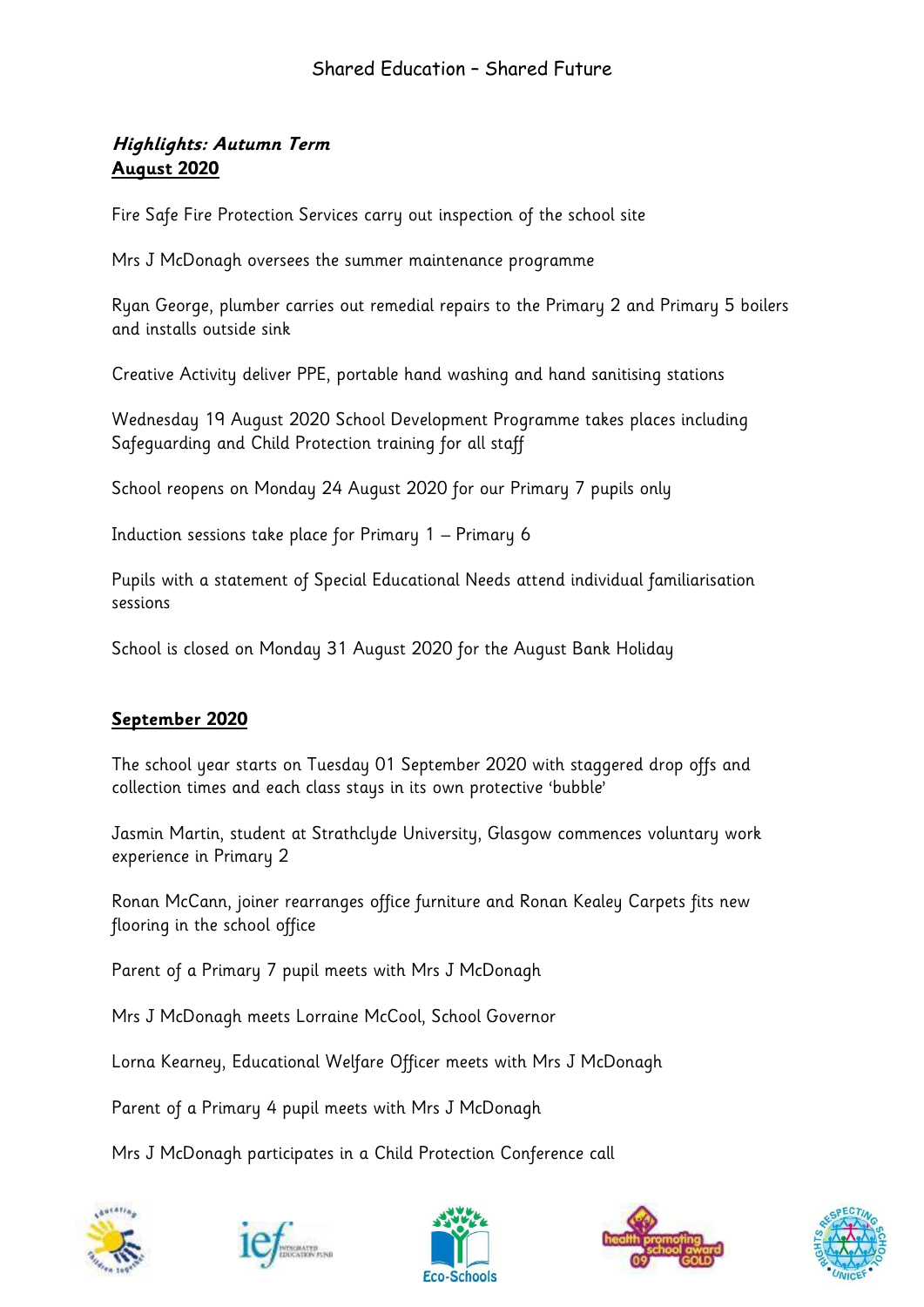### ***Highlights: Autumn Term***

**August 2020**

Fire Safe Fire Protection Services carry out inspection of the school site

Mrs J McDonagh oversees the summer maintenance programme

Ryan George, plumber carries out remedial repairs to the Primary 2 and Primary 5 boilers and installs outside sink

Creative Activity deliver PPE, portable hand washing and hand sanitising stations

Wednesday 19 August 2020 School Development Programme takes places including Safeguarding and Child Protection training for all staff

School reopens on Monday 24 August 2020 for our Primary 7 pupils only

Induction sessions take place for Primary 1 – Primary 6

Pupils with a statement of Special Educational Needs attend individual familiarisation sessions

School is closed on Monday 31 August 2020 for the August Bank Holiday

**September 2020**

The school year starts on Tuesday 01 September 2020 with staggered drop offs and collection times and each class stays in its own protective 'bubble'

Jasmin Martin, student at Strathclyde University, Glasgow commences voluntary work experience in Primary 2

Ronan McCann, joiner rearranges office furniture and Ronan Kealey Carpets fits new flooring in the school office

Parent of a Primary 7 pupil meets with Mrs J McDonagh

Mrs J McDonagh meets Lorraine McCool, School Governor

Lorna Kearney, Educational Welfare Officer meets with Mrs J McDonagh

Parent of a Primary 4 pupil meets with Mrs J McDonagh

Mrs J McDonagh participates in a Child Protection Conference call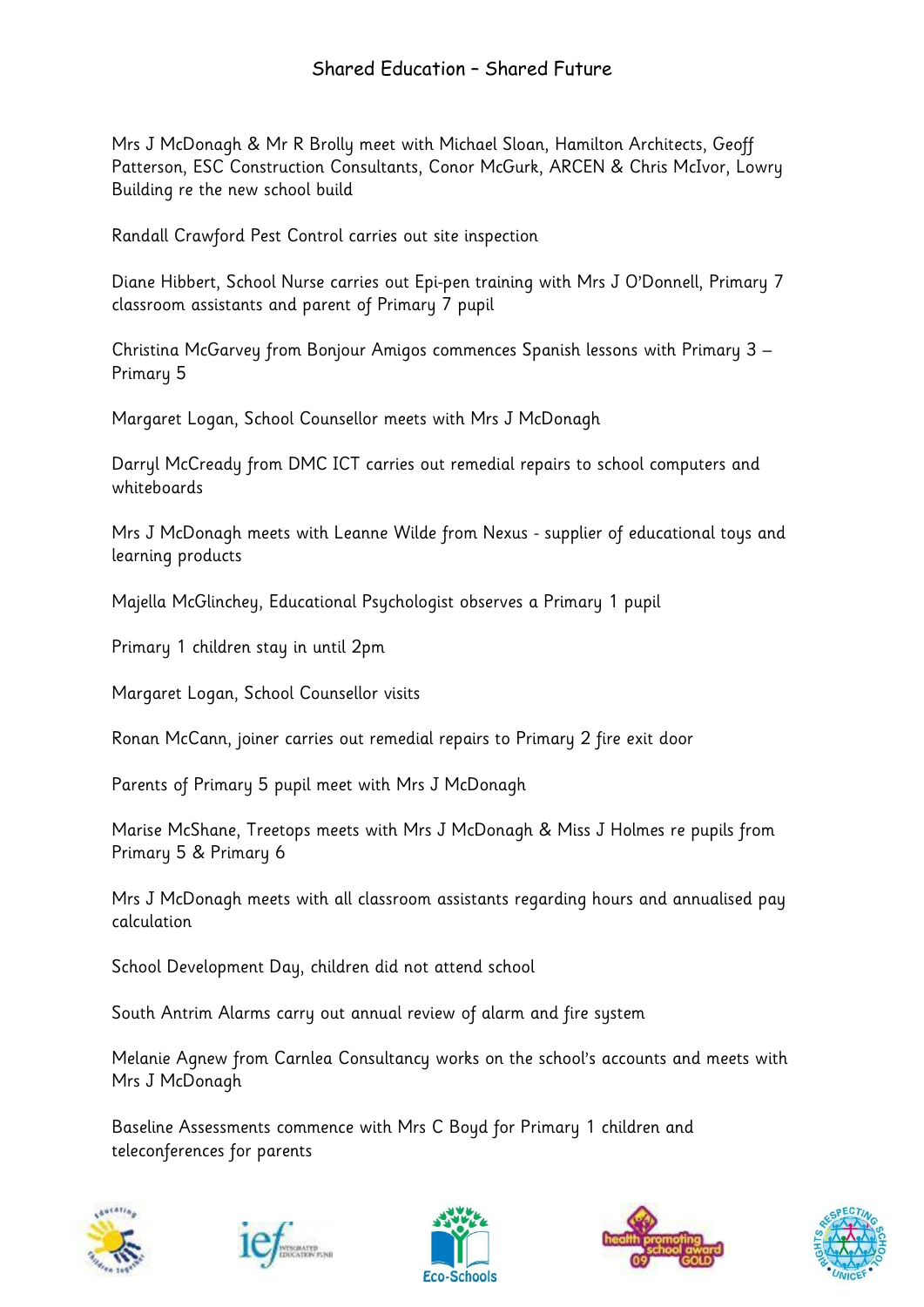# Shared Education – Shared Future

Mrs J McDonagh & Mr R Brolly meet with Michael Sloan, Hamilton Architects, Geoff Patterson, ESC Construction Consultants, Conor McGurk, ARCEN & Chris McIvor, Lowry Building re the new school build

Randall Crawford Pest Control carries out site inspection

Diane Hibbert, School Nurse carries out Epi-pen training with Mrs J O'Donnell, Primary 7 classroom assistants and parent of Primary 7 pupil

Christina McGarvey from Bonjour Amigos commences Spanish lessons with Primary 3 – Primary 5

Margaret Logan, School Counsellor meets with Mrs J McDonagh

Darryl McCready from DMC ICT carries out remedial repairs to school computers and whiteboards

Mrs J McDonagh meets with Leanne Wilde from Nexus - supplier of educational toys and learning products

Majella McGlinchey, Educational Psychologist observes a Primary 1 pupil

Primary 1 children stay in until 2pm

Margaret Logan, School Counsellor visits

Ronan McCann, joiner carries out remedial repairs to Primary 2 fire exit door

Parents of Primary 5 pupil meet with Mrs J McDonagh

Marise McShane, Treetops meets with Mrs J McDonagh & Miss J Holmes re pupils from Primary 5 & Primary 6

Mrs J McDonagh meets with all classroom assistants regarding hours and annualised pay calculation

School Development Day, children did not attend school

South Antrim Alarms carry out annual review of alarm and fire system

Melanie Agnew from Carnlea Consultancy works on the school's accounts and meets with Mrs J McDonagh

Baseline Assessments commence with Mrs C Boyd for Primary 1 children and teleconferences for parents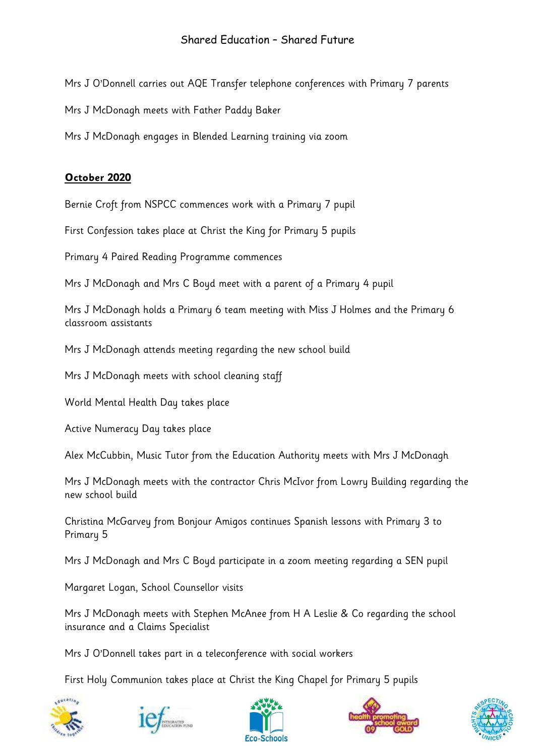Mrs J O'Donnell carries out AQE Transfer telephone conferences with Primary 7 parents

Mrs J McDonagh meets with Father Paddy Baker

Mrs J McDonagh engages in Blended Learning training via zoom

**October 2020**

Bernie Croft from NSPCC commences work with a Primary 7 pupil

First Confession takes place at Christ the King for Primary 5 pupils

Primary 4 Paired Reading Programme commences

Mrs J McDonagh and Mrs C Boyd meet with a parent of a Primary 4 pupil

Mrs J McDonagh holds a Primary 6 team meeting with Miss J Holmes and the Primary 6 classroom assistants

Mrs J McDonagh attends meeting regarding the new school build

Mrs J McDonagh meets with school cleaning staff

World Mental Health Day takes place

Active Numeracy Day takes place

Alex McCubbin, Music Tutor from the Education Authority meets with Mrs J McDonagh

Mrs J McDonagh meets with the contractor Chris McIvor from Lowry Building regarding the new school build

Christina McGarvey from Bonjour Amigos continues Spanish lessons with Primary 3 to Primary 5

Mrs J McDonagh and Mrs C Boyd participate in a zoom meeting regarding a SEN pupil

Margaret Logan, School Counsellor visits

Mrs J McDonagh meets with Stephen McAnee from H A Leslie & Co regarding the school insurance and a Claims Specialist

Mrs J O'Donnell takes part in a teleconference with social workers

First Holy Communion takes place at Christ the King Chapel for Primary 5 pupils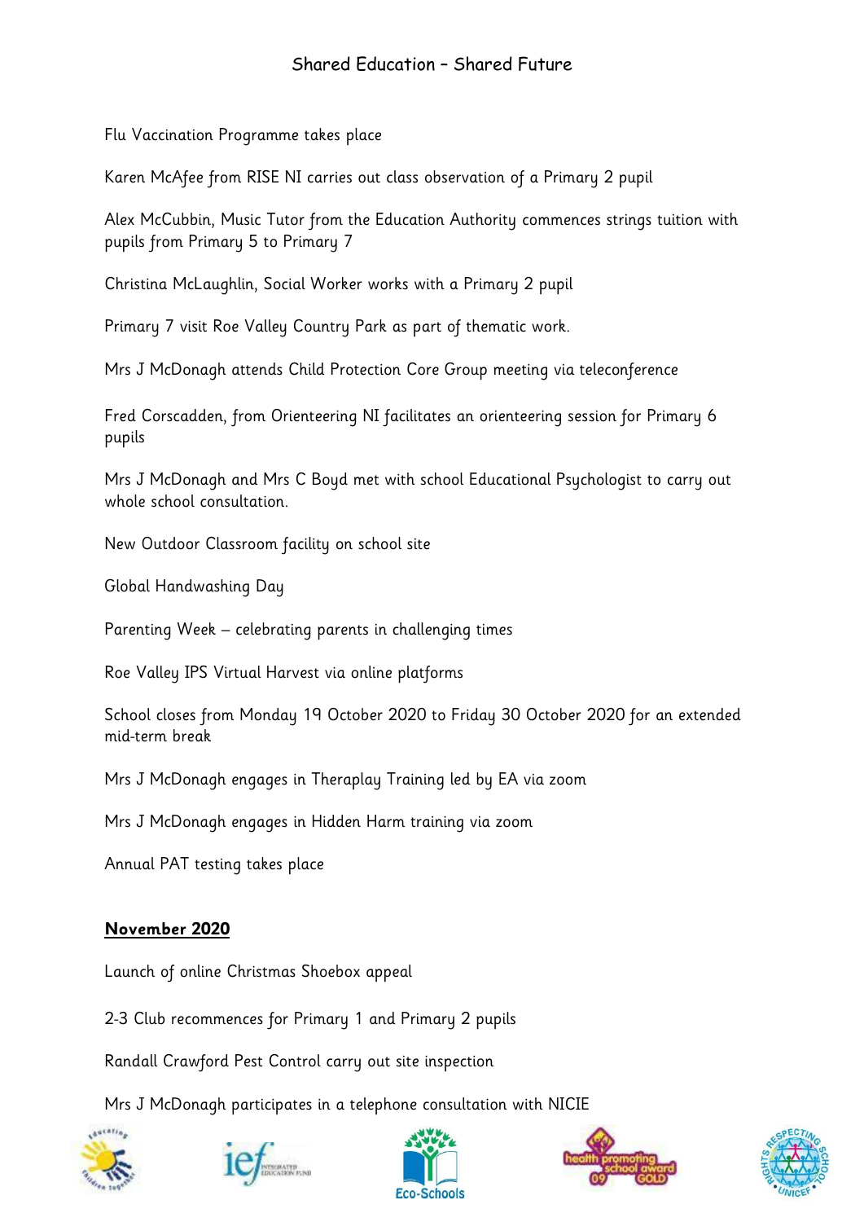Flu Vaccination Programme takes place

Karen McAfee from RISE NI carries out class observation of a Primary 2 pupil

Alex McCubbin, Music Tutor from the Education Authority commences strings tuition with pupils from Primary 5 to Primary 7

Christina McLaughlin, Social Worker works with a Primary 2 pupil

Primary 7 visit Roe Valley Country Park as part of thematic work.

Mrs J McDonagh attends Child Protection Core Group meeting via teleconference

Fred Corscadden, from Orienteering NI facilitates an orienteering session for Primary 6 pupils

Mrs J McDonagh and Mrs C Boyd met with school Educational Psychologist to carry out whole school consultation.

New Outdoor Classroom facility on school site

Global Handwashing Day

Parenting Week – celebrating parents in challenging times

Roe Valley IPS Virtual Harvest via online platforms

School closes from Monday 19 October 2020 to Friday 30 October 2020 for an extended mid-term break

Mrs J McDonagh engages in Theraplay Training led by EA via zoom

Mrs J McDonagh engages in Hidden Harm training via zoom

Annual PAT testing takes place

## November 2020

Launch of online Christmas Shoebox appeal

2-3 Club recommences for Primary 1 and Primary 2 pupils

Randall Crawford Pest Control carry out site inspection

Mrs J McDonagh participates in a telephone consultation with NICIE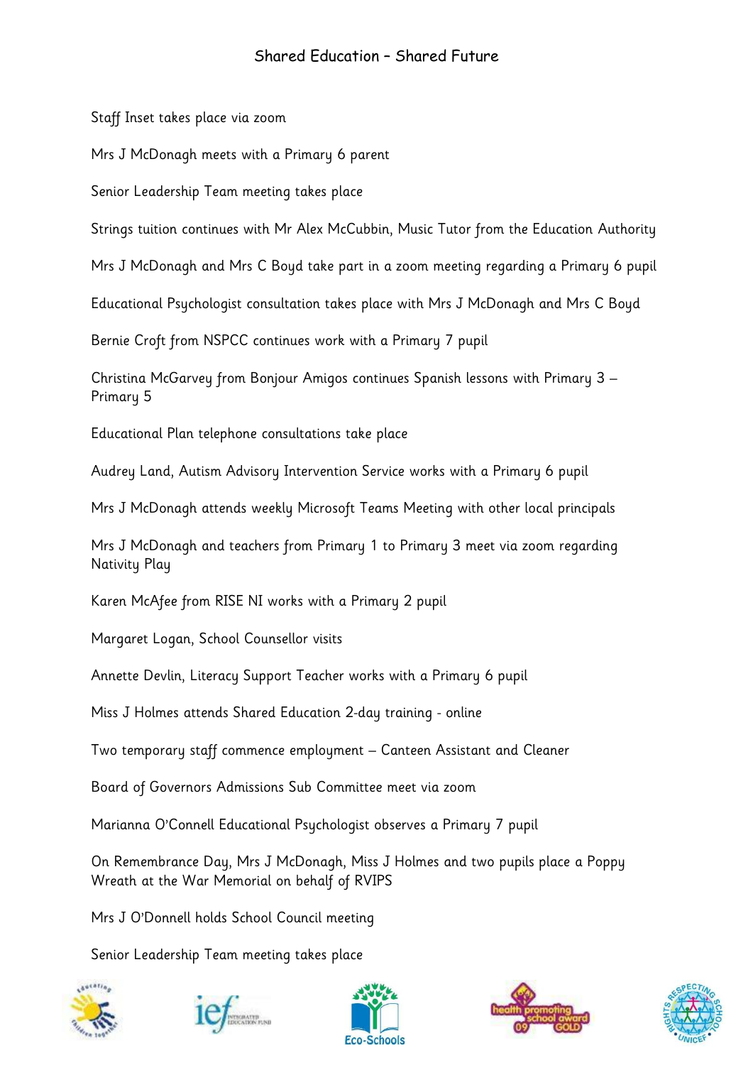Staff Inset takes place via zoom

Mrs J McDonagh meets with a Primary 6 parent

Senior Leadership Team meeting takes place

Strings tuition continues with Mr Alex McCubbin, Music Tutor from the Education Authority

Mrs J McDonagh and Mrs C Boyd take part in a zoom meeting regarding a Primary 6 pupil

Educational Psychologist consultation takes place with Mrs J McDonagh and Mrs C Boyd

Bernie Croft from NSPCC continues work with a Primary 7 pupil

Christina McGarvey from Bonjour Amigos continues Spanish lessons with Primary 3 – Primary 5

Educational Plan telephone consultations take place

Audrey Land, Autism Advisory Intervention Service works with a Primary 6 pupil

Mrs J McDonagh attends weekly Microsoft Teams Meeting with other local principals

Mrs J McDonagh and teachers from Primary 1 to Primary 3 meet via zoom regarding Nativity Play

Karen McAfee from RISE NI works with a Primary 2 pupil

Margaret Logan, School Counsellor visits

Annette Devlin, Literacy Support Teacher works with a Primary 6 pupil

Miss J Holmes attends Shared Education 2-day training - online

Two temporary staff commence employment – Canteen Assistant and Cleaner

Board of Governors Admissions Sub Committee meet via zoom

Marianna O'Connell Educational Psychologist observes a Primary 7 pupil

On Remembrance Day, Mrs J McDonagh, Miss J Holmes and two pupils place a Poppy Wreath at the War Memorial on behalf of RVIPS

Mrs J O'Donnell holds School Council meeting

Senior Leadership Team meeting takes place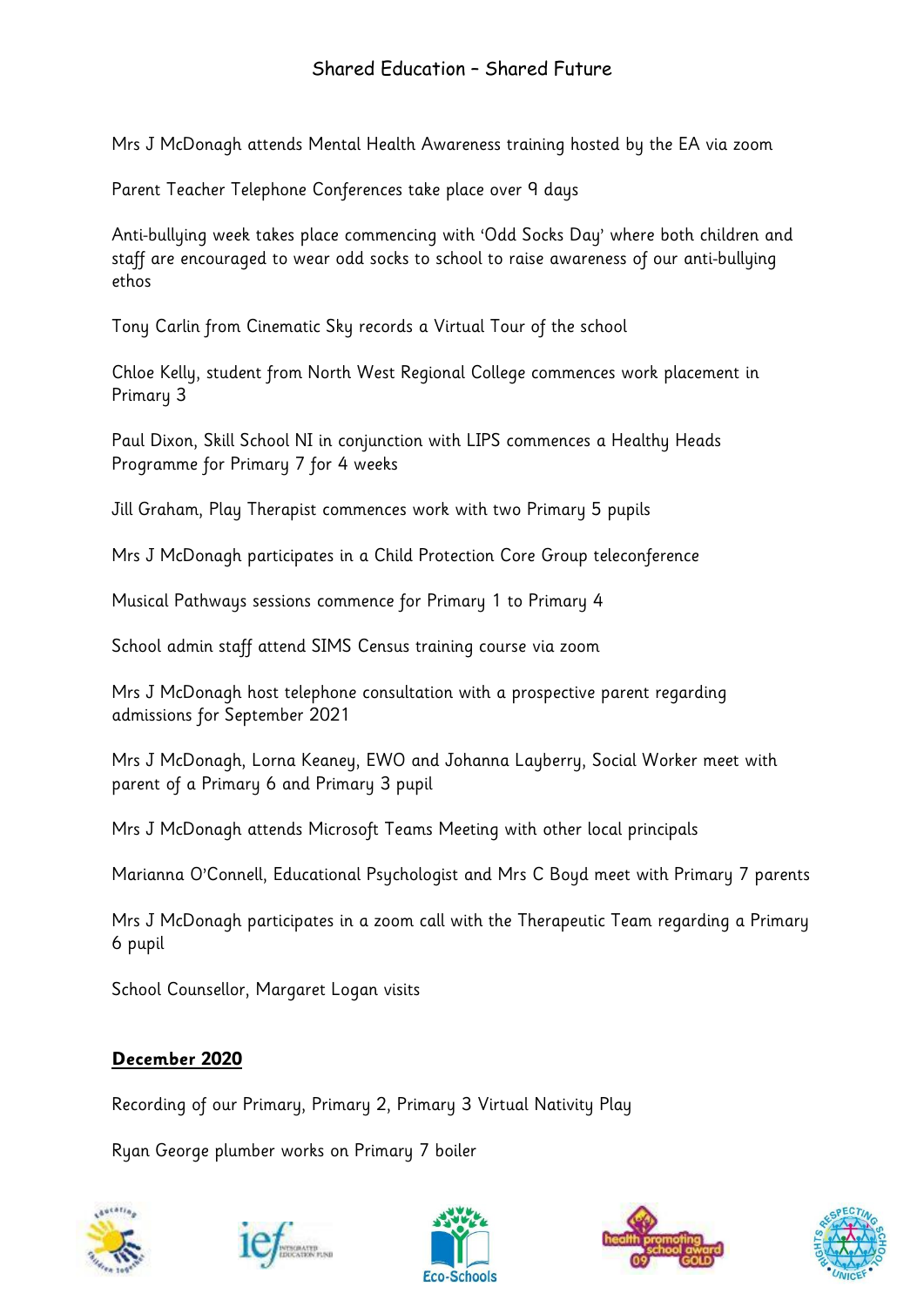Mrs J McDonagh attends Mental Health Awareness training hosted by the EA via zoom

Parent Teacher Telephone Conferences take place over 9 days

Anti-bullying week takes place commencing with 'Odd Socks Day' where both children and staff are encouraged to wear odd socks to school to raise awareness of our anti-bullying ethos

Tony Carlin from Cinematic Sky records a Virtual Tour of the school

Chloe Kelly, student from North West Regional College commences work placement in Primary 3

Paul Dixon, Skill School NI in conjunction with LIPS commences a Healthy Heads Programme for Primary 7 for 4 weeks

Jill Graham, Play Therapist commences work with two Primary 5 pupils

Mrs J McDonagh participates in a Child Protection Core Group teleconference

Musical Pathways sessions commence for Primary 1 to Primary 4

School admin staff attend SIMS Census training course via zoom

Mrs J McDonagh host telephone consultation with a prospective parent regarding admissions for September 2021

Mrs J McDonagh, Lorna Keaney, EWO and Johanna Layberry, Social Worker meet with parent of a Primary 6 and Primary 3 pupil

Mrs J McDonagh attends Microsoft Teams Meeting with other local principals

Marianna O'Connell, Educational Psychologist and Mrs C Boyd meet with Primary 7 parents

Mrs J McDonagh participates in a zoom call with the Therapeutic Team regarding a Primary 6 pupil

School Counsellor, Margaret Logan visits

## December 2020

Recording of our Primary, Primary 2, Primary 3 Virtual Nativity Play

Ryan George plumber works on Primary 7 boiler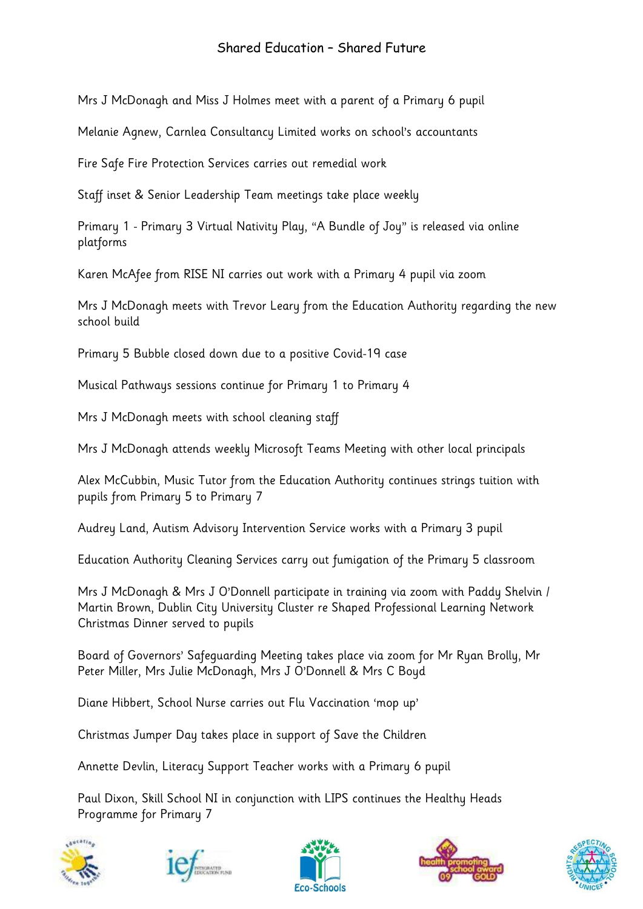# Shared Education – Shared Future

Mrs J McDonagh and Miss J Holmes meet with a parent of a Primary 6 pupil

Melanie Agnew, Carnlea Consultancy Limited works on school's accountants

Fire Safe Fire Protection Services carries out remedial work

Staff inset & Senior Leadership Team meetings take place weekly

Primary 1 - Primary 3 Virtual Nativity Play, "A Bundle of Joy" is released via online platforms

Karen McAfee from RISE NI carries out work with a Primary 4 pupil via zoom

Mrs J McDonagh meets with Trevor Leary from the Education Authority regarding the new school build

Primary 5 Bubble closed down due to a positive Covid-19 case

Musical Pathways sessions continue for Primary 1 to Primary 4

Mrs J McDonagh meets with school cleaning staff

Mrs J McDonagh attends weekly Microsoft Teams Meeting with other local principals

Alex McCubbin, Music Tutor from the Education Authority continues strings tuition with pupils from Primary 5 to Primary 7

Audrey Land, Autism Advisory Intervention Service works with a Primary 3 pupil

Education Authority Cleaning Services carry out fumigation of the Primary 5 classroom

Mrs J McDonagh & Mrs J O'Donnell participate in training via zoom with Paddy Shelvin / Martin Brown, Dublin City University Cluster re Shaped Professional Learning Network
Christmas Dinner served to pupils

Board of Governors' Safeguarding Meeting takes place via zoom for Mr Ryan Brolly, Mr Peter Miller, Mrs Julie McDonagh, Mrs J O'Donnell & Mrs C Boyd

Diane Hibbert, School Nurse carries out Flu Vaccination 'mop up'

Christmas Jumper Day takes place in support of Save the Children

Annette Devlin, Literacy Support Teacher works with a Primary 6 pupil

Paul Dixon, Skill School NI in conjunction with LIPS continues the Healthy Heads Programme for Primary 7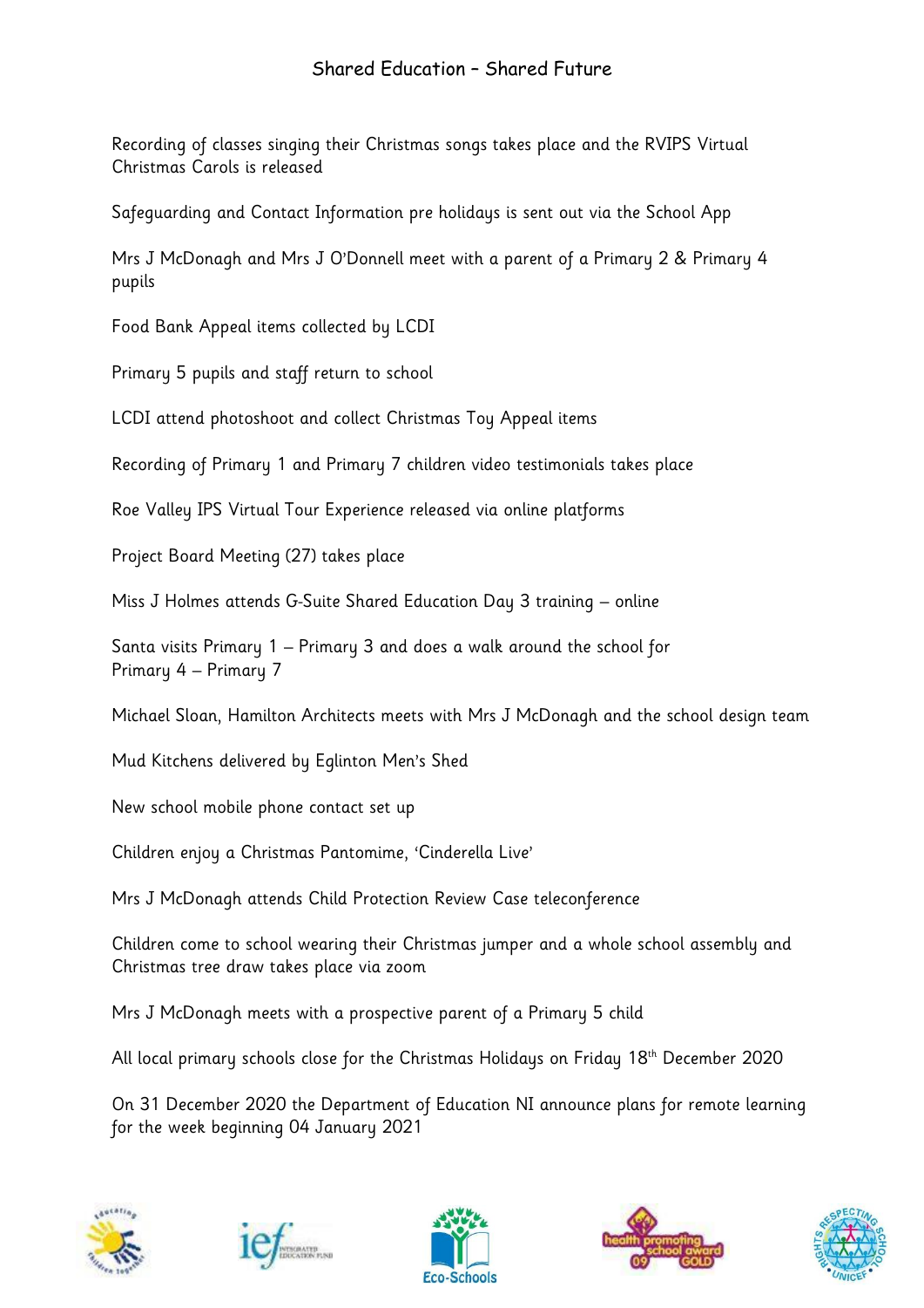Recording of classes singing their Christmas songs takes place and the RVIPS Virtual Christmas Carols is released

Safeguarding and Contact Information pre holidays is sent out via the School App

Mrs J McDonagh and Mrs J O'Donnell meet with a parent of a Primary 2 & Primary 4 pupils

Food Bank Appeal items collected by LCDI

Primary 5 pupils and staff return to school

LCDI attend photoshoot and collect Christmas Toy Appeal items

Recording of Primary 1 and Primary 7 children video testimonials takes place

Roe Valley IPS Virtual Tour Experience released via online platforms

Project Board Meeting (27) takes place

Miss J Holmes attends G-Suite Shared Education Day 3 training – online

Santa visits Primary 1 – Primary 3 and does a walk around the school for Primary 4 – Primary 7

Michael Sloan, Hamilton Architects meets with Mrs J McDonagh and the school design team

Mud Kitchens delivered by Eglinton Men's Shed

New school mobile phone contact set up

Children enjoy a Christmas Pantomime, 'Cinderella Live'

Mrs J McDonagh attends Child Protection Review Case teleconference

Children come to school wearing their Christmas jumper and a whole school assembly and Christmas tree draw takes place via zoom

Mrs J McDonagh meets with a prospective parent of a Primary 5 child

All local primary schools close for the Christmas Holidays on Friday 18th December 2020

On 31 December 2020 the Department of Education NI announce plans for remote learning for the week beginning 04 January 2021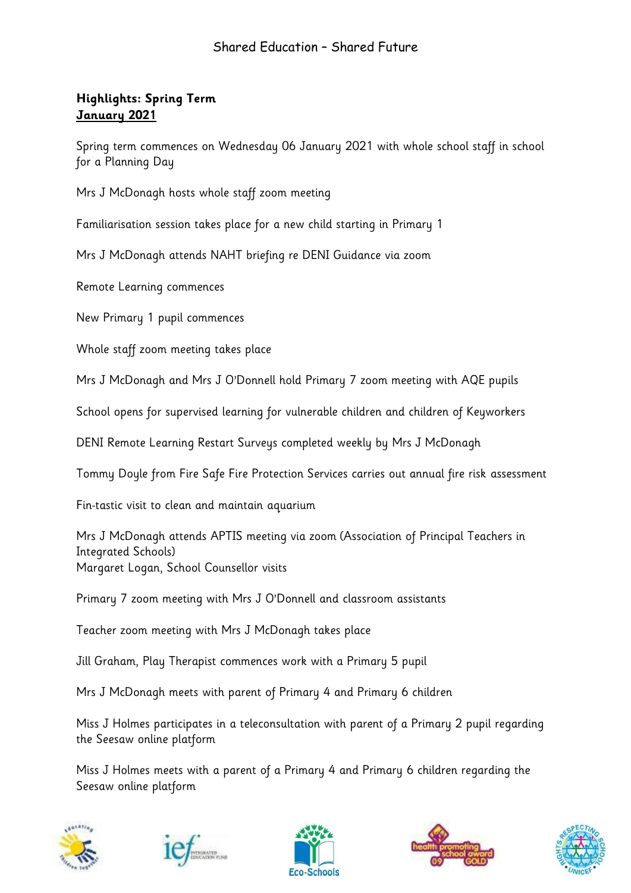Shared Education – Shared Future

**Highlights: Spring Term**
**<u>January 2021</u>**

Spring term commences on Wednesday 06 January 2021 with whole school staff in school for a Planning Day

Mrs J McDonagh hosts whole staff zoom meeting

Familiarisation session takes place for a new child starting in Primary 1

Mrs J McDonagh attends NAHT briefing re DENI Guidance via zoom

Remote Learning commences

New Primary 1 pupil commences

Whole staff zoom meeting takes place

Mrs J McDonagh and Mrs J O'Donnell hold Primary 7 zoom meeting with AQE pupils

School opens for supervised learning for vulnerable children and children of Keyworkers

DENI Remote Learning Restart Surveys completed weekly by Mrs J McDonagh

Tommy Doyle from Fire Safe Fire Protection Services carries out annual fire risk assessment

Fin-tastic visit to clean and maintain aquarium

Mrs J McDonagh attends APTIS meeting via zoom (Association of Principal Teachers in Integrated Schools)
Margaret Logan, School Counsellor visits

Primary 7 zoom meeting with Mrs J O'Donnell and classroom assistants

Teacher zoom meeting with Mrs J McDonagh takes place

Jill Graham, Play Therapist commences work with a Primary 5 pupil

Mrs J McDonagh meets with parent of Primary 4 and Primary 6 children

Miss J Holmes participates in a teleconsultation with parent of a Primary 2 pupil regarding the Seesaw online platform

Miss J Holmes meets with a parent of a Primary 4 and Primary 6 children regarding the Seesaw online platform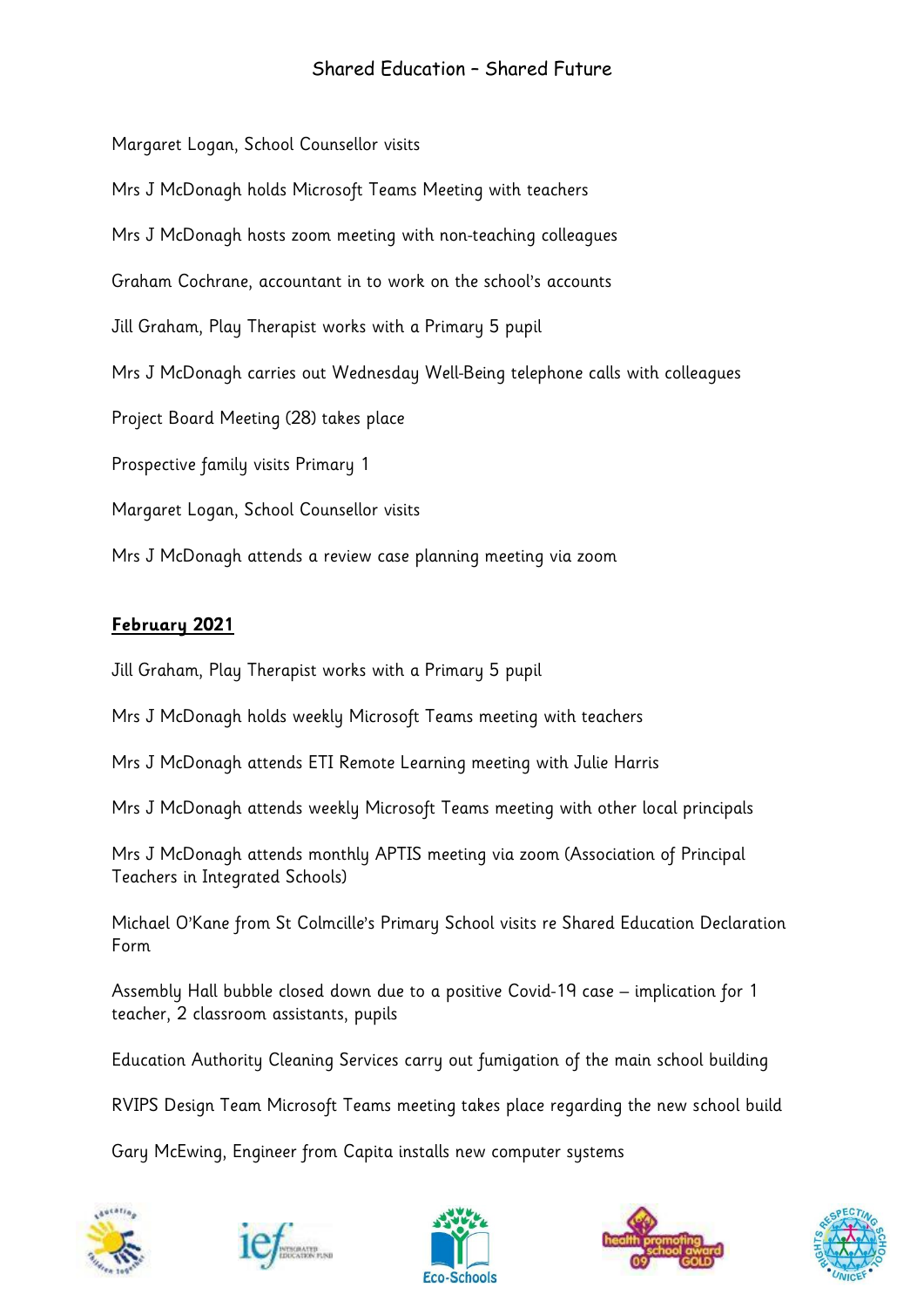Margaret Logan, School Counsellor visits

Mrs J McDonagh holds Microsoft Teams Meeting with teachers

Mrs J McDonagh hosts zoom meeting with non-teaching colleagues

Graham Cochrane, accountant in to work on the school's accounts

Jill Graham, Play Therapist works with a Primary 5 pupil

Mrs J McDonagh carries out Wednesday Well-Being telephone calls with colleagues

Project Board Meeting (28) takes place

Prospective family visits Primary 1

Margaret Logan, School Counsellor visits

Mrs J McDonagh attends a review case planning meeting via zoom

**February 2021**

Jill Graham, Play Therapist works with a Primary 5 pupil

Mrs J McDonagh holds weekly Microsoft Teams meeting with teachers

Mrs J McDonagh attends ETI Remote Learning meeting with Julie Harris

Mrs J McDonagh attends weekly Microsoft Teams meeting with other local principals

Mrs J McDonagh attends monthly APTIS meeting via zoom (Association of Principal Teachers in Integrated Schools)

Michael O'Kane from St Colmcille's Primary School visits re Shared Education Declaration Form

Assembly Hall bubble closed down due to a positive Covid-19 case – implication for 1 teacher, 2 classroom assistants, pupils

Education Authority Cleaning Services carry out fumigation of the main school building

RVIPS Design Team Microsoft Teams meeting takes place regarding the new school build

Gary McEwing, Engineer from Capita installs new computer systems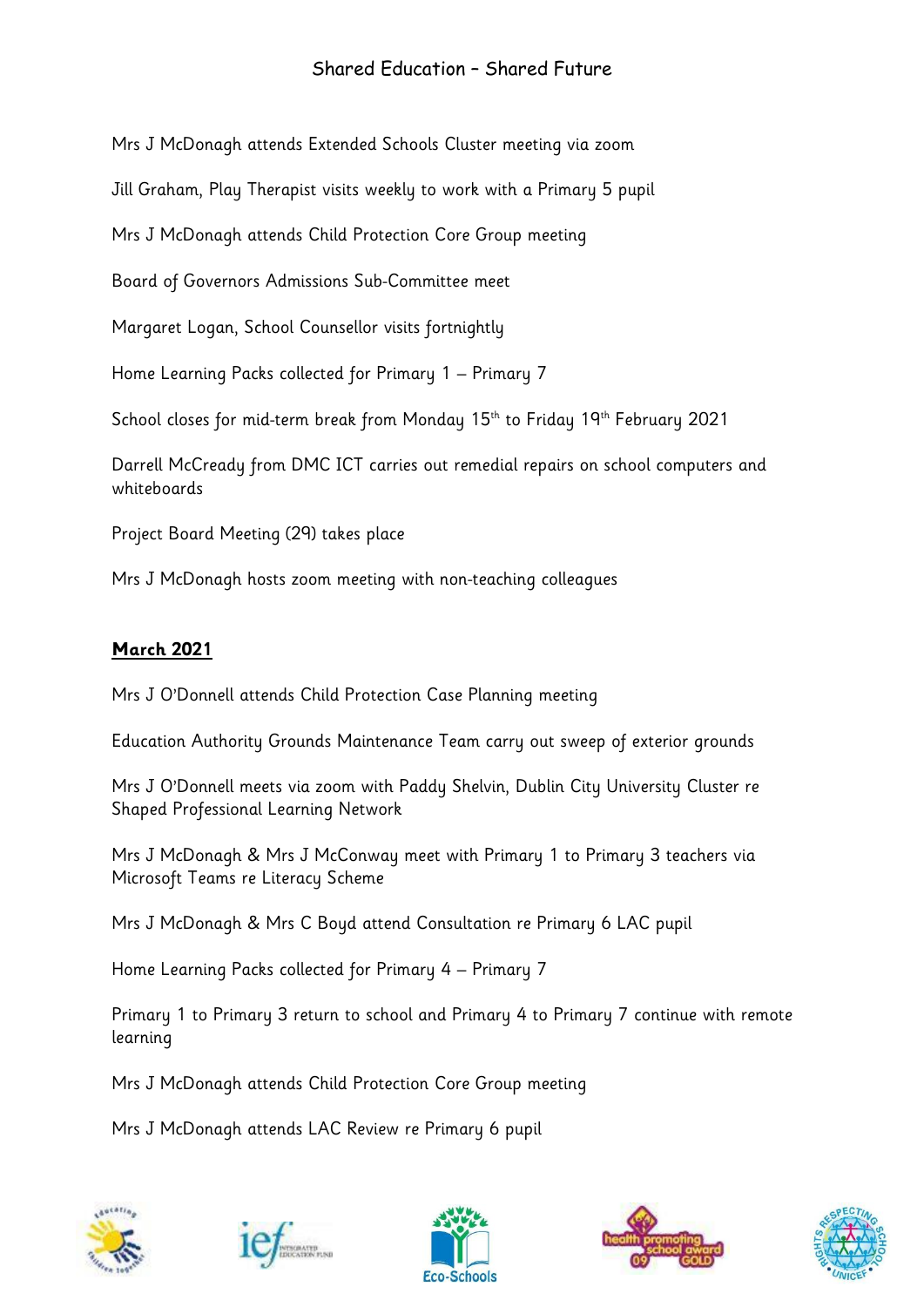Mrs J McDonagh attends Extended Schools Cluster meeting via zoom

Jill Graham, Play Therapist visits weekly to work with a Primary 5 pupil

Mrs J McDonagh attends Child Protection Core Group meeting

Board of Governors Admissions Sub-Committee meet

Margaret Logan, School Counsellor visits fortnightly

Home Learning Packs collected for Primary 1 – Primary 7

School closes for mid-term break from Monday 15th to Friday 19th February 2021

Darrell McCready from DMC ICT carries out remedial repairs on school computers and whiteboards

Project Board Meeting (29) takes place

Mrs J McDonagh hosts zoom meeting with non-teaching colleagues

**March 2021**

Mrs J O'Donnell attends Child Protection Case Planning meeting

Education Authority Grounds Maintenance Team carry out sweep of exterior grounds

Mrs J O'Donnell meets via zoom with Paddy Shelvin, Dublin City University Cluster re Shaped Professional Learning Network

Mrs J McDonagh & Mrs J McConway meet with Primary 1 to Primary 3 teachers via Microsoft Teams re Literacy Scheme

Mrs J McDonagh & Mrs C Boyd attend Consultation re Primary 6 LAC pupil

Home Learning Packs collected for Primary 4 – Primary 7

Primary 1 to Primary 3 return to school and Primary 4 to Primary 7 continue with remote learning

Mrs J McDonagh attends Child Protection Core Group meeting

Mrs J McDonagh attends LAC Review re Primary 6 pupil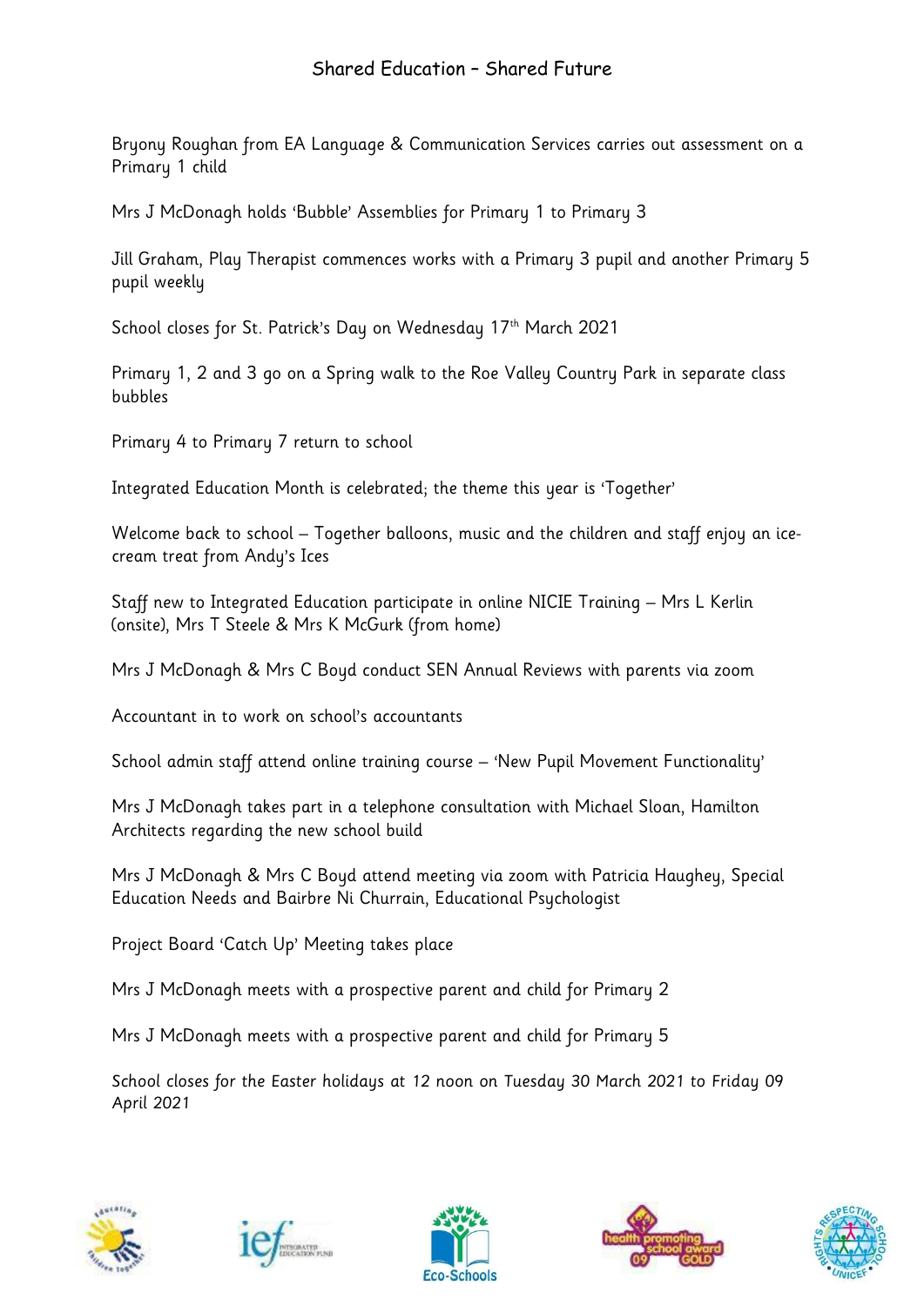Bryony Roughan from EA Language & Communication Services carries out assessment on a Primary 1 child

Mrs J McDonagh holds 'Bubble' Assemblies for Primary 1 to Primary 3

Jill Graham, Play Therapist commences works with a Primary 3 pupil and another Primary 5 pupil weekly

School closes for St. Patrick's Day on Wednesday 17th March 2021

Primary 1, 2 and 3 go on a Spring walk to the Roe Valley Country Park in separate class bubbles

Primary 4 to Primary 7 return to school

Integrated Education Month is celebrated; the theme this year is 'Together'

Welcome back to school – Together balloons, music and the children and staff enjoy an ice-cream treat from Andy's Ices

Staff new to Integrated Education participate in online NICIE Training – Mrs L Kerlin (onsite), Mrs T Steele & Mrs K McGurk (from home)

Mrs J McDonagh & Mrs C Boyd conduct SEN Annual Reviews with parents via zoom

Accountant in to work on school's accountants

School admin staff attend online training course – 'New Pupil Movement Functionality'

Mrs J McDonagh takes part in a telephone consultation with Michael Sloan, Hamilton Architects regarding the new school build

Mrs J McDonagh & Mrs C Boyd attend meeting via zoom with Patricia Haughey, Special Education Needs and Bairbre Ni Churrain, Educational Psychologist

Project Board 'Catch Up' Meeting takes place

Mrs J McDonagh meets with a prospective parent and child for Primary 2

Mrs J McDonagh meets with a prospective parent and child for Primary 5

*School closes for the Easter holidays at 12 noon on Tuesday 30 March 2021 to Friday 09 April 2021*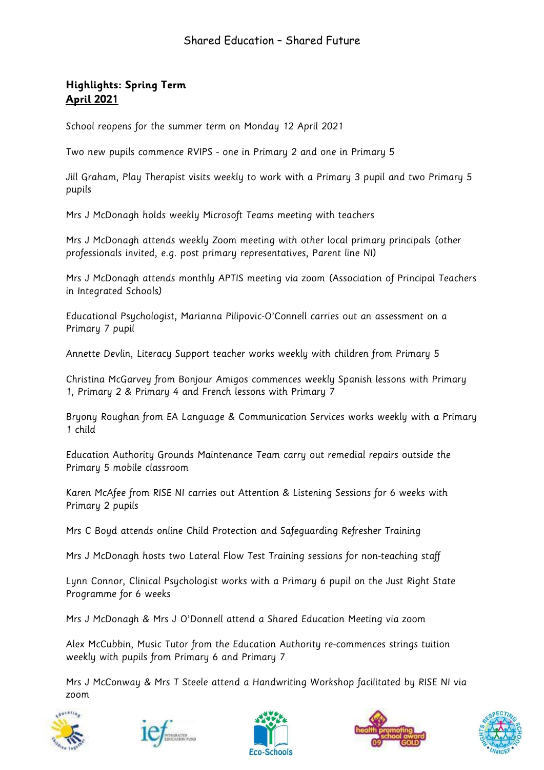**Highlights: Spring Term**
**April 2021**

School reopens for the summer term on Monday 12 April 2021

Two new pupils commence RVIPS - one in Primary 2 and one in Primary 5

Jill Graham, Play Therapist visits weekly to work with a Primary 3 pupil and two Primary 5 pupils

Mrs J McDonagh holds weekly Microsoft Teams meeting with teachers

Mrs J McDonagh attends weekly Zoom meeting with other local primary principals (other professionals invited, e.g. post primary representatives, Parent line NI)

Mrs J McDonagh attends monthly APTIS meeting via zoom (Association of Principal Teachers in Integrated Schools)

Educational Psychologist, Marianna Pilipovic-O'Connell carries out an assessment on a Primary 7 pupil

Annette Devlin, Literacy Support teacher works weekly with children from Primary 5

Christina McGarvey from Bonjour Amigos commences weekly Spanish lessons with Primary 1, Primary 2 & Primary 4 and French lessons with Primary 7

Bryony Roughan from EA Language & Communication Services works weekly with a Primary 1 child

Education Authority Grounds Maintenance Team carry out remedial repairs outside the Primary 5 mobile classroom

Karen McAfee from RISE NI carries out Attention & Listening Sessions for 6 weeks with Primary 2 pupils

Mrs C Boyd attends online Child Protection and Safeguarding Refresher Training

Mrs J McDonagh hosts two Lateral Flow Test Training sessions for non-teaching staff

Lynn Connor, Clinical Psychologist works with a Primary 6 pupil on the Just Right State Programme for 6 weeks

Mrs J McDonagh & Mrs J O'Donnell attend a Shared Education Meeting via zoom

Alex McCubbin, Music Tutor from the Education Authority re-commences strings tuition weekly with pupils from Primary 6 and Primary 7

Mrs J McConway & Mrs T Steele attend a Handwriting Workshop facilitated by RISE NI via zoom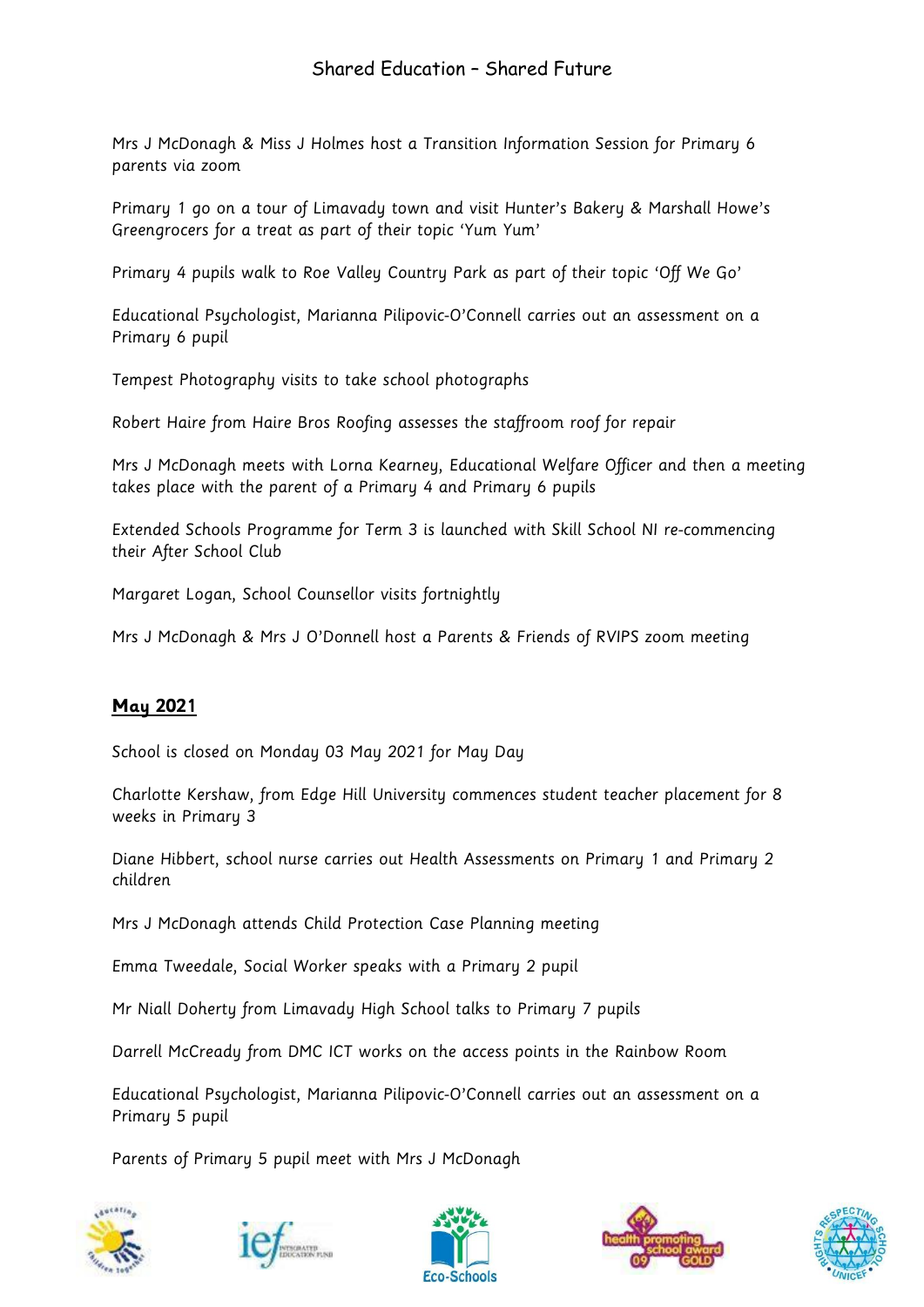Mrs J McDonagh & Miss J Holmes host a Transition Information Session for Primary 6 parents via zoom

Primary 1 go on a tour of Limavady town and visit Hunter's Bakery & Marshall Howe's Greengrocers for a treat as part of their topic 'Yum Yum'

Primary 4 pupils walk to Roe Valley Country Park as part of their topic 'Off We Go'

Educational Psychologist, Marianna Pilipovic-O'Connell carries out an assessment on a Primary 6 pupil

Tempest Photography visits to take school photographs

Robert Haire from Haire Bros Roofing assesses the staffroom roof for repair

Mrs J McDonagh meets with Lorna Kearney, Educational Welfare Officer and then a meeting takes place with the parent of a Primary 4 and Primary 6 pupils

Extended Schools Programme for Term 3 is launched with Skill School NI re-commencing their After School Club

Margaret Logan, School Counsellor visits fortnightly

Mrs J McDonagh & Mrs J O'Donnell host a Parents & Friends of RVIPS zoom meeting

## May 2021

School is closed on Monday 03 May 2021 for May Day

Charlotte Kershaw, from Edge Hill University commences student teacher placement for 8 weeks in Primary 3

Diane Hibbert, school nurse carries out Health Assessments on Primary 1 and Primary 2 children

Mrs J McDonagh attends Child Protection Case Planning meeting

Emma Tweedale, Social Worker speaks with a Primary 2 pupil

Mr Niall Doherty from Limavady High School talks to Primary 7 pupils

Darrell McCready from DMC ICT works on the access points in the Rainbow Room

Educational Psychologist, Marianna Pilipovic-O'Connell carries out an assessment on a Primary 5 pupil

Parents of Primary 5 pupil meet with Mrs J McDonagh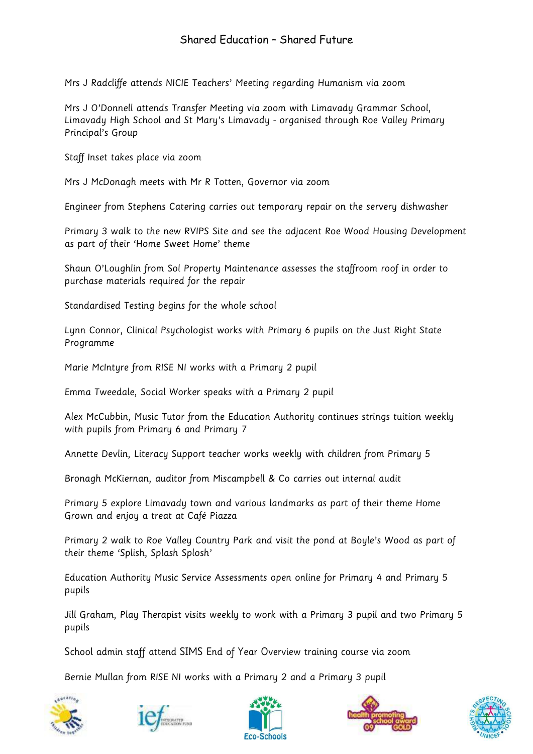Mrs J Radcliffe attends NICIE Teachers' Meeting regarding Humanism via zoom

Mrs J O'Donnell attends Transfer Meeting via zoom with Limavady Grammar School, Limavady High School and St Mary's Limavady - organised through Roe Valley Primary Principal's Group

Staff Inset takes place via zoom

Mrs J McDonagh meets with Mr R Totten, Governor via zoom

Engineer from Stephens Catering carries out temporary repair on the servery dishwasher

Primary 3 walk to the new RVIPS Site and see the adjacent Roe Wood Housing Development as part of their 'Home Sweet Home' theme

Shaun O'Loughlin from Sol Property Maintenance assesses the staffroom roof in order to purchase materials required for the repair

Standardised Testing begins for the whole school

Lynn Connor, Clinical Psychologist works with Primary 6 pupils on the Just Right State Programme

Marie McIntyre from RISE NI works with a Primary 2 pupil

Emma Tweedale, Social Worker speaks with a Primary 2 pupil

Alex McCubbin, Music Tutor from the Education Authority continues strings tuition weekly with pupils from Primary 6 and Primary 7

Annette Devlin, Literacy Support teacher works weekly with children from Primary 5

Bronagh McKiernan, auditor from Miscampbell & Co carries out internal audit

Primary 5 explore Limavady town and various landmarks as part of their theme Home Grown and enjoy a treat at Café Piazza

Primary 2 walk to Roe Valley Country Park and visit the pond at Boyle's Wood as part of their theme 'Splish, Splash Splosh'

Education Authority Music Service Assessments open online for Primary 4 and Primary 5 pupils

Jill Graham, Play Therapist visits weekly to work with a Primary 3 pupil and two Primary 5 pupils

School admin staff attend SIMS End of Year Overview training course via zoom

Bernie Mullan from RISE NI works with a Primary 2 and a Primary 3 pupil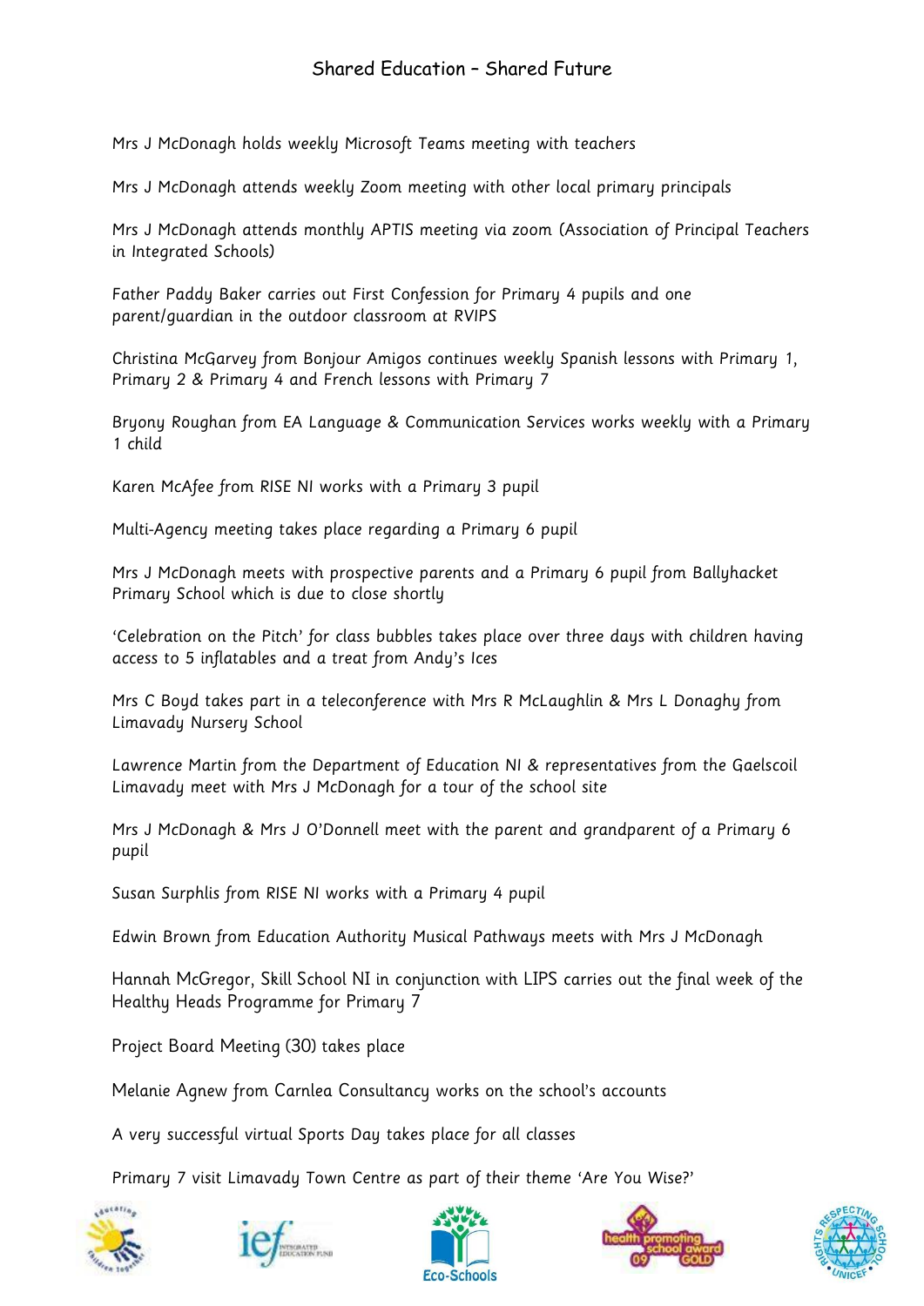Mrs J McDonagh holds weekly Microsoft Teams meeting with teachers

Mrs J McDonagh attends weekly Zoom meeting with other local primary principals

Mrs J McDonagh attends monthly APTIS meeting via zoom (Association of Principal Teachers in Integrated Schools)

Father Paddy Baker carries out First Confession for Primary 4 pupils and one parent/guardian in the outdoor classroom at RVIPS

Christina McGarvey from Bonjour Amigos continues weekly Spanish lessons with Primary 1, Primary 2 & Primary 4 and French lessons with Primary 7

Bryony Roughan from EA Language & Communication Services works weekly with a Primary 1 child

Karen McAfee from RISE NI works with a Primary 3 pupil

Multi-Agency meeting takes place regarding a Primary 6 pupil

Mrs J McDonagh meets with prospective parents and a Primary 6 pupil from Ballyhacket Primary School which is due to close shortly

'Celebration on the Pitch' for class bubbles takes place over three days with children having access to 5 inflatables and a treat from Andy's Ices

Mrs C Boyd takes part in a teleconference with Mrs R McLaughlin & Mrs L Donaghy from Limavady Nursery School

Lawrence Martin from the Department of Education NI & representatives from the Gaelscoil Limavady meet with Mrs J McDonagh for a tour of the school site

Mrs J McDonagh & Mrs J O'Donnell meet with the parent and grandparent of a Primary 6 pupil

Susan Surphlis from RISE NI works with a Primary 4 pupil

Edwin Brown from Education Authority Musical Pathways meets with Mrs J McDonagh

Hannah McGregor, Skill School NI in conjunction with LIPS carries out the final week of the Healthy Heads Programme for Primary 7

Project Board Meeting (30) takes place

Melanie Agnew from Carnlea Consultancy works on the school's accounts

A very successful virtual Sports Day takes place for all classes

Primary 7 visit Limavady Town Centre as part of their theme 'Are You Wise?'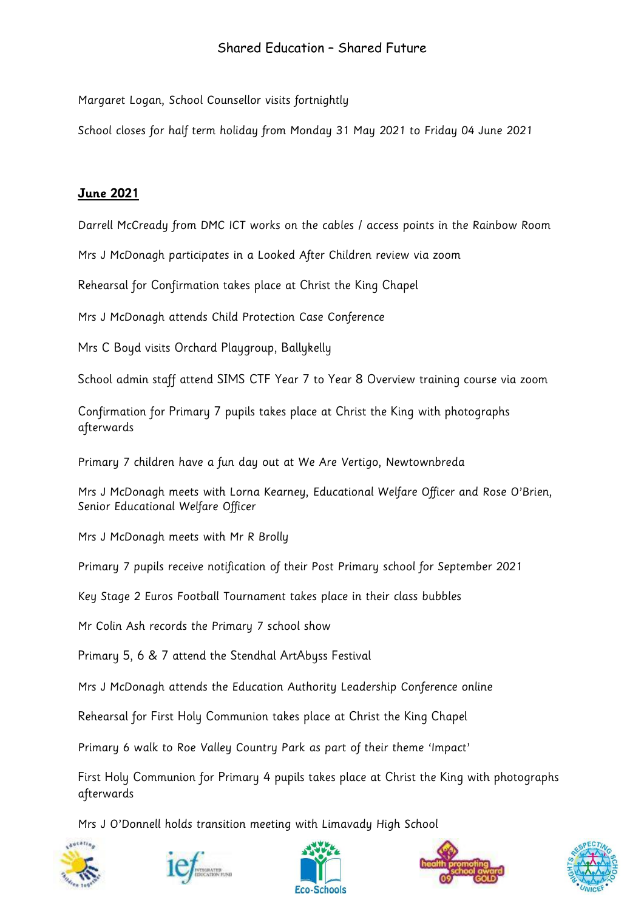Margaret Logan, School Counsellor visits fortnightly

School closes for half term holiday from Monday 31 May 2021 to Friday 04 June 2021

## June 2021

Darrell McCready from DMC ICT works on the cables / access points in the Rainbow Room

Mrs J McDonagh participates in a Looked After Children review via zoom

Rehearsal for Confirmation takes place at Christ the King Chapel

Mrs J McDonagh attends Child Protection Case Conference

Mrs C Boyd visits Orchard Playgroup, Ballykelly

School admin staff attend SIMS CTF Year 7 to Year 8 Overview training course via zoom

Confirmation for Primary 7 pupils takes place at Christ the King with photographs afterwards

Primary 7 children have a fun day out at We Are Vertigo, Newtownbreda

Mrs J McDonagh meets with Lorna Kearney, Educational Welfare Officer and Rose O'Brien, Senior Educational Welfare Officer

Mrs J McDonagh meets with Mr R Brolly

Primary 7 pupils receive notification of their Post Primary school for September 2021

Key Stage 2 Euros Football Tournament takes place in their class bubbles

Mr Colin Ash records the Primary 7 school show

Primary 5, 6 & 7 attend the Stendhal ArtAbyss Festival

Mrs J McDonagh attends the Education Authority Leadership Conference online

Rehearsal for First Holy Communion takes place at Christ the King Chapel

Primary 6 walk to Roe Valley Country Park as part of their theme 'Impact'

First Holy Communion for Primary 4 pupils takes place at Christ the King with photographs afterwards

Mrs J O'Donnell holds transition meeting with Limavady High School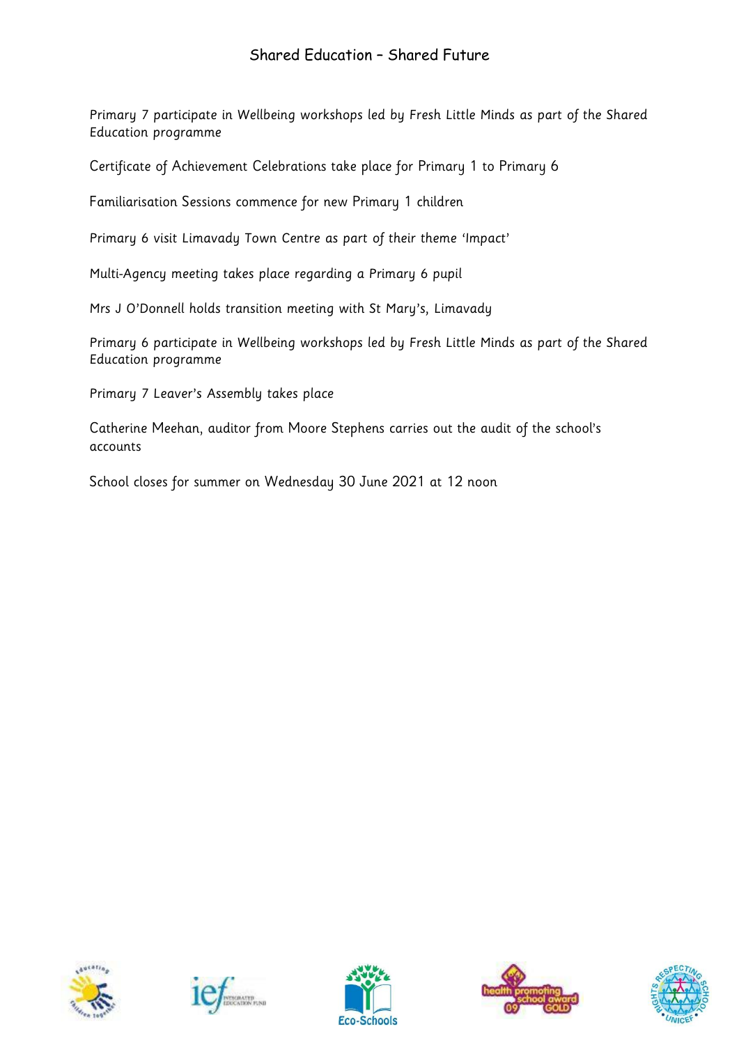Primary 7 participate in Wellbeing workshops led by Fresh Little Minds as part of the Shared Education programme

Certificate of Achievement Celebrations take place for Primary 1 to Primary 6

Familiarisation Sessions commence for new Primary 1 children

Primary 6 visit Limavady Town Centre as part of their theme 'Impact'

Multi-Agency meeting takes place regarding a Primary 6 pupil

Mrs J O'Donnell holds transition meeting with St Mary's, Limavady

Primary 6 participate in Wellbeing workshops led by Fresh Little Minds as part of the Shared Education programme

Primary 7 Leaver's Assembly takes place

Catherine Meehan, auditor from Moore Stephens carries out the audit of the school's accounts

School closes for summer on Wednesday 30 June 2021 at 12 noon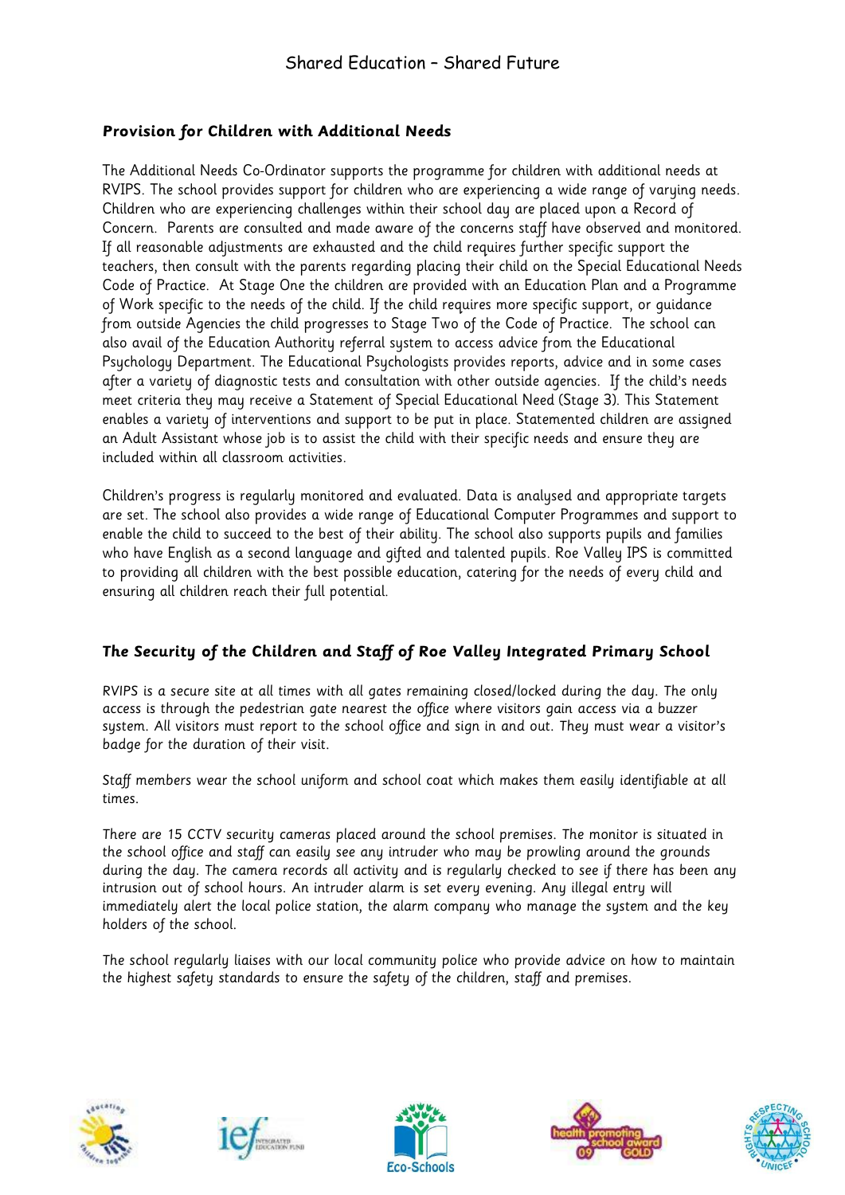### *Provision for Children with Additional Needs*

The Additional Needs Co-Ordinator supports the programme for children with additional needs at RVIPS. The school provides support for children who are experiencing a wide range of varying needs. Children who are experiencing challenges within their school day are placed upon a Record of Concern. Parents are consulted and made aware of the concerns staff have observed and monitored. If all reasonable adjustments are exhausted and the child requires further specific support the teachers, then consult with the parents regarding placing their child on the Special Educational Needs Code of Practice. At Stage One the children are provided with an Education Plan and a Programme of Work specific to the needs of the child. If the child requires more specific support, or guidance from outside Agencies the child progresses to Stage Two of the Code of Practice. The school can also avail of the Education Authority referral system to access advice from the Educational Psychology Department. The Educational Psychologists provides reports, advice and in some cases after a variety of diagnostic tests and consultation with other outside agencies. If the child's needs meet criteria they may receive a Statement of Special Educational Need (Stage 3). This Statement enables a variety of interventions and support to be put in place. Statemented children are assigned an Adult Assistant whose job is to assist the child with their specific needs and ensure they are included within all classroom activities.

Children's progress is regularly monitored and evaluated. Data is analysed and appropriate targets are set. The school also provides a wide range of Educational Computer Programmes and support to enable the child to succeed to the best of their ability. The school also supports pupils and families who have English as a second language and gifted and talented pupils. Roe Valley IPS is committed to providing all children with the best possible education, catering for the needs of every child and ensuring all children reach their full potential.

### *The Security of the Children and Staff of Roe Valley Integrated Primary School*

*RVIPS is a secure site at all times with all gates remaining closed/locked during the day. The only access is through the pedestrian gate nearest the office where visitors gain access via a buzzer system. All visitors must report to the school office and sign in and out. They must wear a visitor's badge for the duration of their visit.*

*Staff members wear the school uniform and school coat which makes them easily identifiable at all times.*

*There are 15 CCTV security cameras placed around the school premises. The monitor is situated in the school office and staff can easily see any intruder who may be prowling around the grounds during the day. The camera records all activity and is regularly checked to see if there has been any intrusion out of school hours. An intruder alarm is set every evening. Any illegal entry will immediately alert the local police station, the alarm company who manage the system and the key holders of the school.*

*The school regularly liaises with our local community police who provide advice on how to maintain the highest safety standards to ensure the safety of the children, staff and premises.*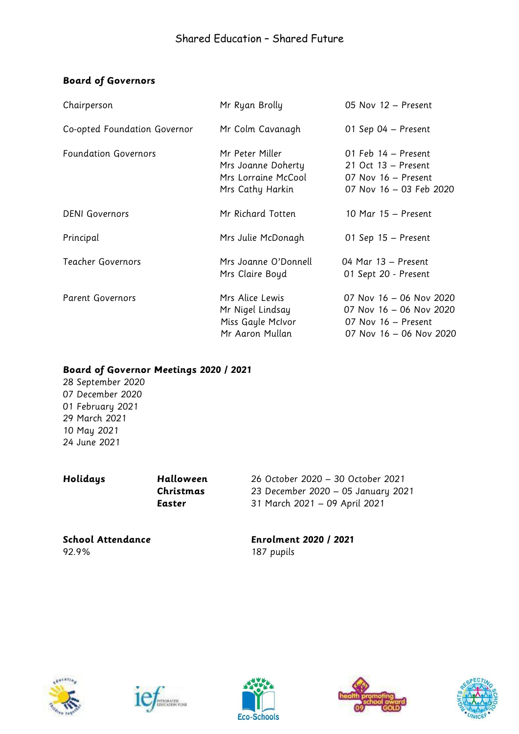Shared Education – Shared Future

## Board of Governors

| | | |
|---|---|---|
| Chairperson | Mr Ryan Brolly | 05 Nov 12 – Present |
| Co-opted Foundation Governor | Mr Colm Cavanagh | 01 Sep 04 – Present |
| Foundation Governors | Mr Peter Miller | 01 Feb 14 – Present |
| | Mrs Joanne Doherty | 21 Oct 13 – Present |
| | Mrs Lorraine McCool | 07 Nov 16 – Present |
| | Mrs Cathy Harkin | 07 Nov 16 – 03 Feb 2020 |
| DENI Governors | Mr Richard Totten | 10 Mar 15 – Present |
| Principal | Mrs Julie McDonagh | 01 Sep 15 – Present |
| Teacher Governors | Mrs Joanne O'Donnell | 04 Mar 13 – Present |
| | Mrs Claire Boyd | 01 Sept 20 - Present |
| Parent Governors | Mrs Alice Lewis | 07 Nov 16 – 06 Nov 2020 |
| | Mr Nigel Lindsay | 07 Nov 16 – 06 Nov 2020 |
| | Miss Gayle McIvor | 07 Nov 16 – Present |
| | Mr Aaron Mullan | 07 Nov 16 – 06 Nov 2020 |

**Board of Governor Meetings 2020 / 2021**

28 September 2020
07 December 2020
01 February 2021
29 March 2021
10 May 2021
24 June 2021

| **Holidays** | **Halloween** | 26 October 2020 – 30 October 2021 |
|---|---|---|
| | **Christmas** | 23 December 2020 – 05 January 2021 |
| | **Easter** | 31 March 2021 – 09 April 2021 |

**School Attendance**
92.9%

**Enrolment 2020 / 2021**
187 pupils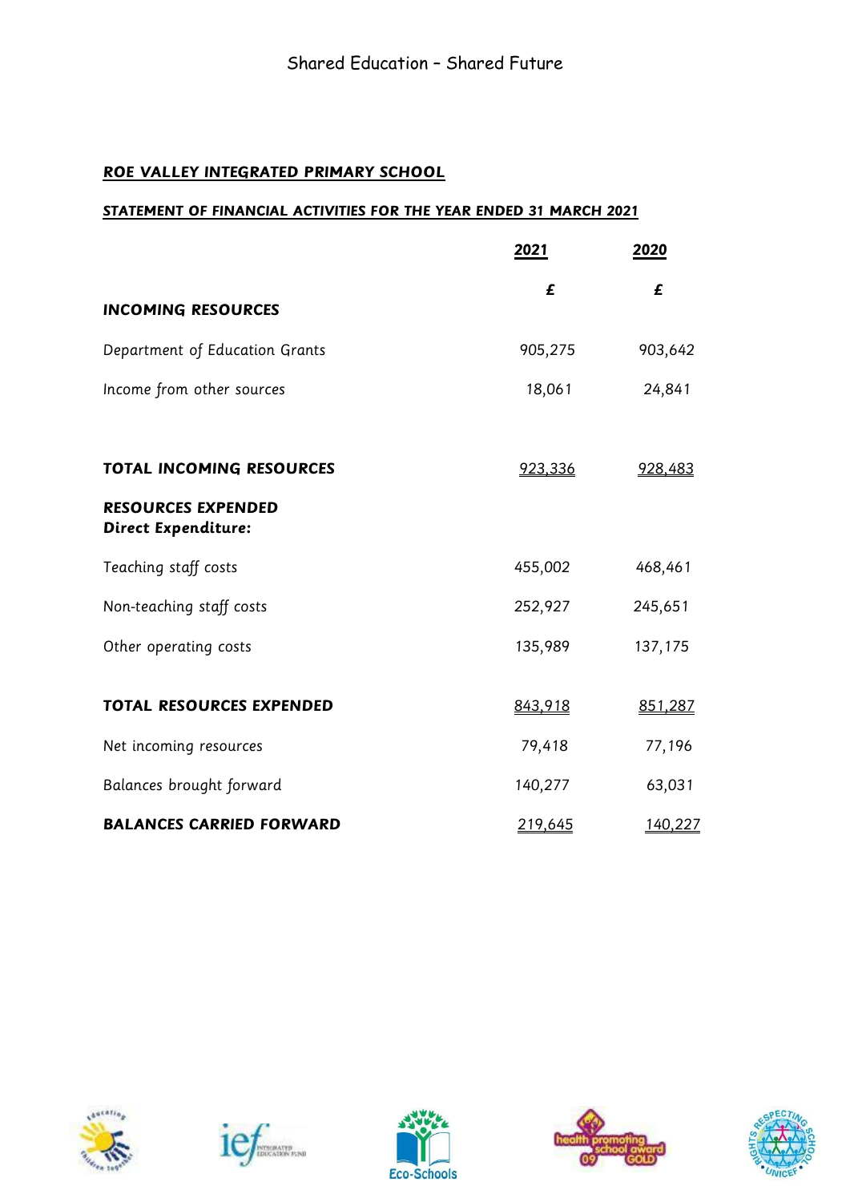Shared Education – Shared Future

## ROE VALLEY INTEGRATED PRIMARY SCHOOL

### STATEMENT OF FINANCIAL ACTIVITIES FOR THE YEAR ENDED 31 MARCH 2021

| | 2021 | 2020 |
|---|---|---|
| | £ | £ |
| **INCOMING RESOURCES** | | |
| Department of Education Grants | 905,275 | 903,642 |
| Income from other sources | 18,061 | 24,841 |
| **TOTAL INCOMING RESOURCES** | 923,336 | 928,483 |
| **RESOURCES EXPENDED** | | |
| **Direct Expenditure:** | | |
| Teaching staff costs | 455,002 | 468,461 |
| Non-teaching staff costs | 252,927 | 245,651 |
| Other operating costs | 135,989 | 137,175 |
| **TOTAL RESOURCES EXPENDED** | 843,918 | 851,287 |
| Net incoming resources | 79,418 | 77,196 |
| Balances brought forward | 140,277 | 63,031 |
| **BALANCES CARRIED FORWARD** | 219,645 | 140,227 |